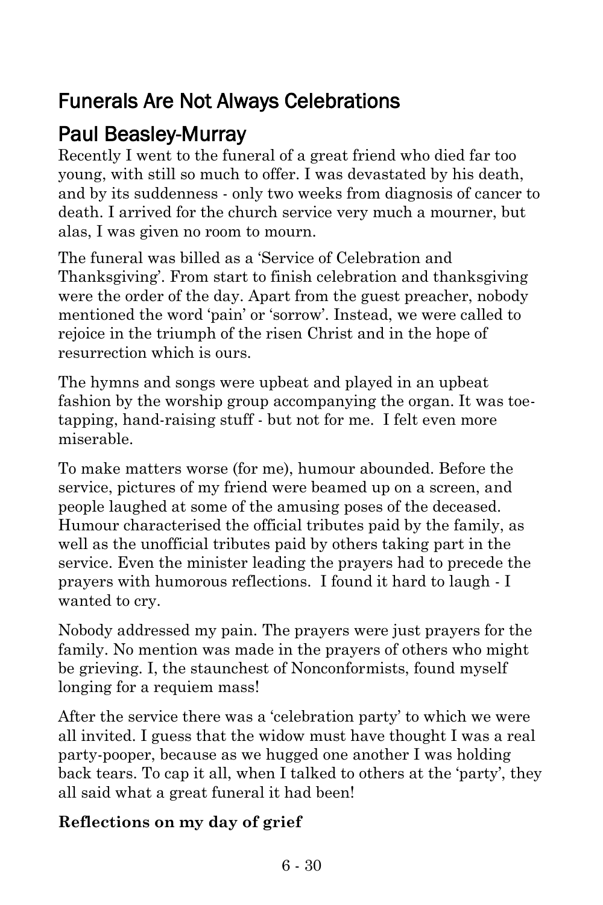# Funerals Are Not Always Celebrations

## Paul Beasley-Murray

Recently I went to the funeral of a great friend who died far too young, with still so much to offer. I was devastated by his death, and by its suddenness - only two weeks from diagnosis of cancer to death. I arrived for the church service very much a mourner, but alas, I was given no room to mourn.

The funeral was billed as a 'Service of Celebration and Thanksgiving'. From start to finish celebration and thanksgiving were the order of the day. Apart from the guest preacher, nobody mentioned the word 'pain' or 'sorrow'. Instead, we were called to rejoice in the triumph of the risen Christ and in the hope of resurrection which is ours.

The hymns and songs were upbeat and played in an upbeat fashion by the worship group accompanying the organ. It was toe-tapping, hand-raising stuff - but not for me. I felt even more miserable.

To make matters worse (for me), humour abounded. Before the service, pictures of my friend were beamed up on a screen, and people laughed at some of the amusing poses of the deceased. Humour characterised the official tributes paid by the family, as well as the unofficial tributes paid by others taking part in the service. Even the minister leading the prayers had to precede the prayers with humorous reflections. I found it hard to laugh - I wanted to cry.

Nobody addressed my pain. The prayers were just prayers for the family. No mention was made in the prayers of others who might be grieving. I, the staunchest of Nonconformists, found myself longing for a requiem mass!

After the service there was a 'celebration party' to which we were all invited. I guess that the widow must have thought I was a real party-pooper, because as we hugged one another I was holding back tears. To cap it all, when I talked to others at the 'party', they all said what a great funeral it had been!

**Reflections on my day of grief**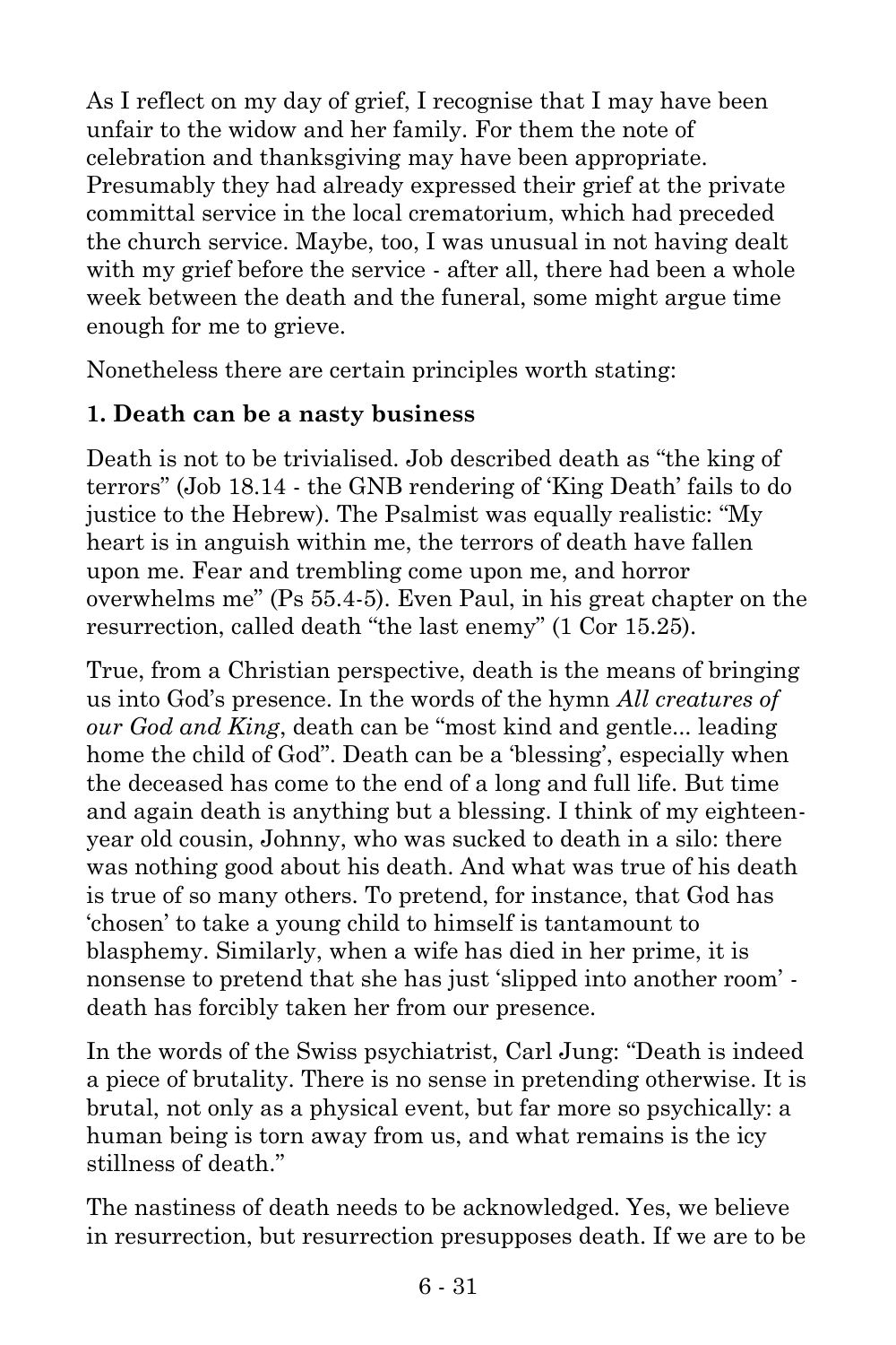As I reflect on my day of grief, I recognise that I may have been unfair to the widow and her family. For them the note of celebration and thanksgiving may have been appropriate. Presumably they had already expressed their grief at the private committal service in the local crematorium, which had preceded the church service. Maybe, too, I was unusual in not having dealt with my grief before the service - after all, there had been a whole week between the death and the funeral, some might argue time enough for me to grieve.

Nonetheless there are certain principles worth stating:

**1. Death can be a nasty business**

Death is not to be trivialised. Job described death as "the king of terrors" (Job 18.14 - the GNB rendering of 'King Death' fails to do justice to the Hebrew). The Psalmist was equally realistic: "My heart is in anguish within me, the terrors of death have fallen upon me. Fear and trembling come upon me, and horror overwhelms me" (Ps 55.4-5). Even Paul, in his great chapter on the resurrection, called death "the last enemy" (1 Cor 15.25).

True, from a Christian perspective, death is the means of bringing us into God's presence. In the words of the hymn *All creatures of our God and King*, death can be "most kind and gentle... leading home the child of God". Death can be a 'blessing', especially when the deceased has come to the end of a long and full life. But time and again death is anything but a blessing. I think of my eighteen-year old cousin, Johnny, who was sucked to death in a silo: there was nothing good about his death. And what was true of his death is true of so many others. To pretend, for instance, that God has 'chosen' to take a young child to himself is tantamount to blasphemy. Similarly, when a wife has died in her prime, it is nonsense to pretend that she has just 'slipped into another room' - death has forcibly taken her from our presence.

In the words of the Swiss psychiatrist, Carl Jung: "Death is indeed a piece of brutality. There is no sense in pretending otherwise. It is brutal, not only as a physical event, but far more so psychically: a human being is torn away from us, and what remains is the icy stillness of death."

The nastiness of death needs to be acknowledged. Yes, we believe in resurrection, but resurrection presupposes death. If we are to be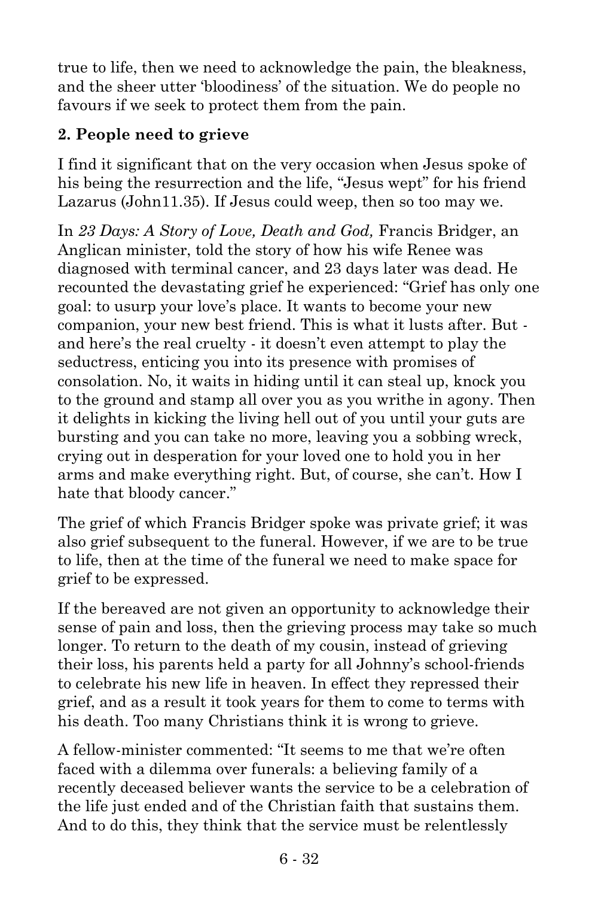true to life, then we need to acknowledge the pain, the bleakness, and the sheer utter 'bloodiness' of the situation. We do people no favours if we seek to protect them from the pain.

**2. People need to grieve**

I find it significant that on the very occasion when Jesus spoke of his being the resurrection and the life, "Jesus wept" for his friend Lazarus (John11.35). If Jesus could weep, then so too may we.

In *23 Days: A Story of Love, Death and God,* Francis Bridger, an Anglican minister, told the story of how his wife Renee was diagnosed with terminal cancer, and 23 days later was dead. He recounted the devastating grief he experienced: "Grief has only one goal: to usurp your love's place. It wants to become your new companion, your new best friend. This is what it lusts after. But - and here's the real cruelty - it doesn't even attempt to play the seductress, enticing you into its presence with promises of consolation. No, it waits in hiding until it can steal up, knock you to the ground and stamp all over you as you writhe in agony. Then it delights in kicking the living hell out of you until your guts are bursting and you can take no more, leaving you a sobbing wreck, crying out in desperation for your loved one to hold you in her arms and make everything right. But, of course, she can't. How I hate that bloody cancer."

The grief of which Francis Bridger spoke was private grief; it was also grief subsequent to the funeral. However, if we are to be true to life, then at the time of the funeral we need to make space for grief to be expressed.

If the bereaved are not given an opportunity to acknowledge their sense of pain and loss, then the grieving process may take so much longer. To return to the death of my cousin, instead of grieving their loss, his parents held a party for all Johnny's school-friends to celebrate his new life in heaven. In effect they repressed their grief, and as a result it took years for them to come to terms with his death. Too many Christians think it is wrong to grieve.

A fellow-minister commented: "It seems to me that we're often faced with a dilemma over funerals: a believing family of a recently deceased believer wants the service to be a celebration of the life just ended and of the Christian faith that sustains them. And to do this, they think that the service must be relentlessly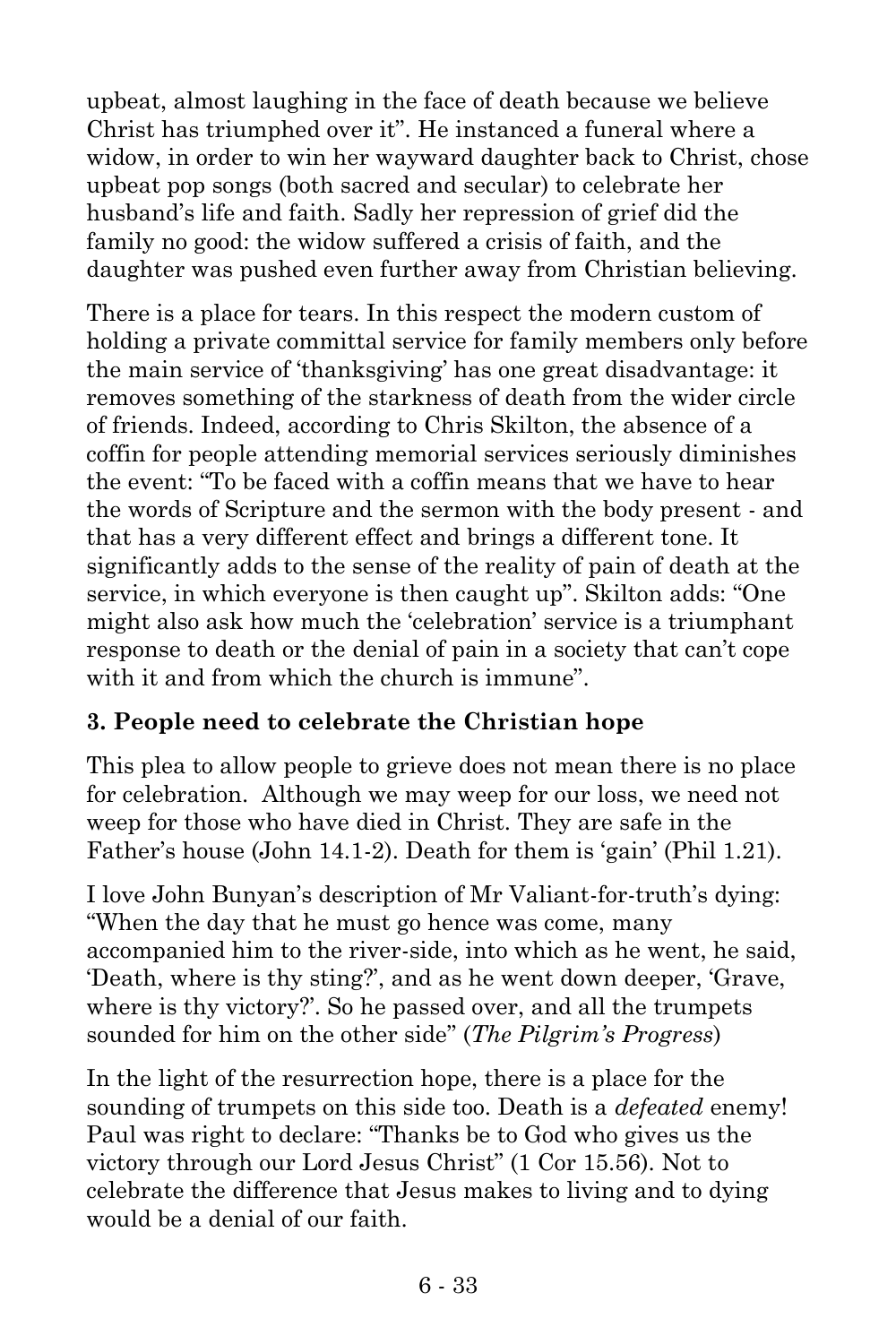upbeat, almost laughing in the face of death because we believe Christ has triumphed over it". He instanced a funeral where a widow, in order to win her wayward daughter back to Christ, chose upbeat pop songs (both sacred and secular) to celebrate her husband's life and faith. Sadly her repression of grief did the family no good: the widow suffered a crisis of faith, and the daughter was pushed even further away from Christian believing.

There is a place for tears. In this respect the modern custom of holding a private committal service for family members only before the main service of 'thanksgiving' has one great disadvantage: it removes something of the starkness of death from the wider circle of friends. Indeed, according to Chris Skilton, the absence of a coffin for people attending memorial services seriously diminishes the event: "To be faced with a coffin means that we have to hear the words of Scripture and the sermon with the body present - and that has a very different effect and brings a different tone. It significantly adds to the sense of the reality of pain of death at the service, in which everyone is then caught up". Skilton adds: "One might also ask how much the 'celebration' service is a triumphant response to death or the denial of pain in a society that can't cope with it and from which the church is immune".

### 3. People need to celebrate the Christian hope

This plea to allow people to grieve does not mean there is no place for celebration. Although we may weep for our loss, we need not weep for those who have died in Christ. They are safe in the Father's house (John 14.1-2). Death for them is 'gain' (Phil 1.21).

I love John Bunyan's description of Mr Valiant-for-truth's dying: "When the day that he must go hence was come, many accompanied him to the river-side, into which as he went, he said, 'Death, where is thy sting?', and as he went down deeper, 'Grave, where is thy victory?'. So he passed over, and all the trumpets sounded for him on the other side" (*The Pilgrim's Progress*)

In the light of the resurrection hope, there is a place for the sounding of trumpets on this side too. Death is a *defeated* enemy! Paul was right to declare: "Thanks be to God who gives us the victory through our Lord Jesus Christ" (1 Cor 15.56). Not to celebrate the difference that Jesus makes to living and to dying would be a denial of our faith.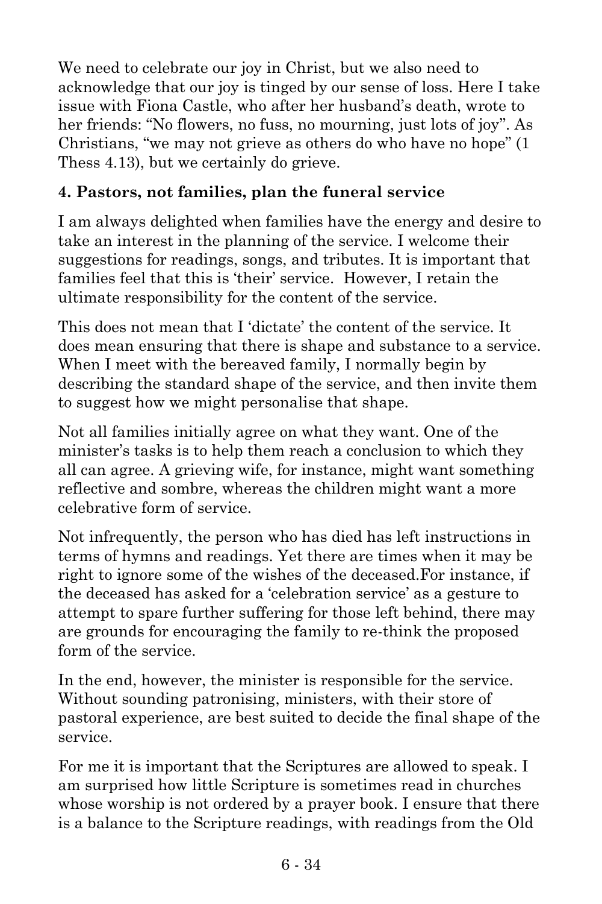We need to celebrate our joy in Christ, but we also need to acknowledge that our joy is tinged by our sense of loss. Here I take issue with Fiona Castle, who after her husband's death, wrote to her friends: "No flowers, no fuss, no mourning, just lots of joy". As Christians, "we may not grieve as others do who have no hope" (1 Thess 4.13), but we certainly do grieve.

**4. Pastors, not families, plan the funeral service**

I am always delighted when families have the energy and desire to take an interest in the planning of the service. I welcome their suggestions for readings, songs, and tributes. It is important that families feel that this is 'their' service. However, I retain the ultimate responsibility for the content of the service.

This does not mean that I 'dictate' the content of the service. It does mean ensuring that there is shape and substance to a service. When I meet with the bereaved family, I normally begin by describing the standard shape of the service, and then invite them to suggest how we might personalise that shape.

Not all families initially agree on what they want. One of the minister's tasks is to help them reach a conclusion to which they all can agree. A grieving wife, for instance, might want something reflective and sombre, whereas the children might want a more celebrative form of service.

Not infrequently, the person who has died has left instructions in terms of hymns and readings. Yet there are times when it may be right to ignore some of the wishes of the deceased.For instance, if the deceased has asked for a 'celebration service' as a gesture to attempt to spare further suffering for those left behind, there may are grounds for encouraging the family to re-think the proposed form of the service.

In the end, however, the minister is responsible for the service. Without sounding patronising, ministers, with their store of pastoral experience, are best suited to decide the final shape of the service.

For me it is important that the Scriptures are allowed to speak. I am surprised how little Scripture is sometimes read in churches whose worship is not ordered by a prayer book. I ensure that there is a balance to the Scripture readings, with readings from the Old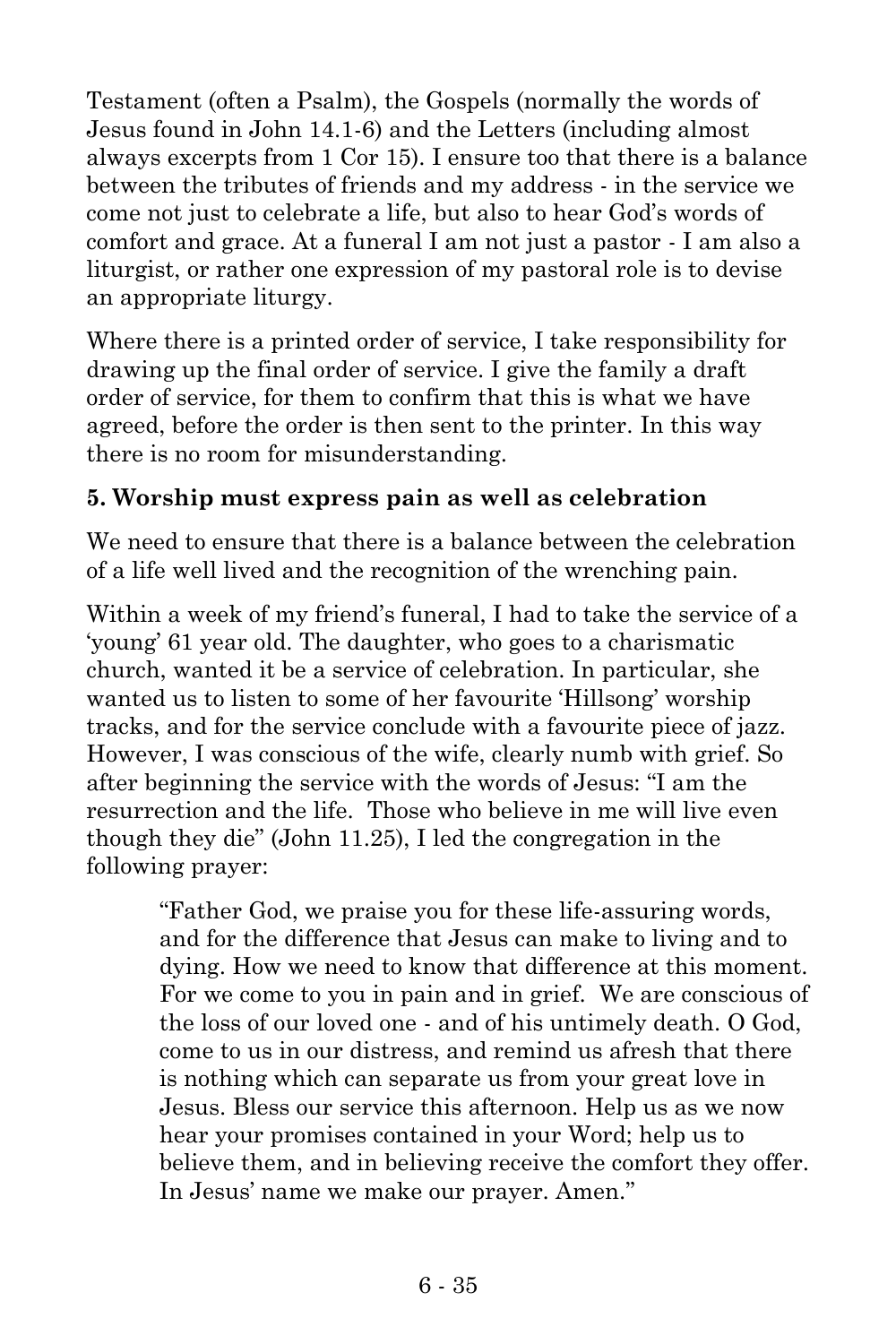Testament (often a Psalm), the Gospels (normally the words of Jesus found in John 14.1-6) and the Letters (including almost always excerpts from 1 Cor 15). I ensure too that there is a balance between the tributes of friends and my address - in the service we come not just to celebrate a life, but also to hear God's words of comfort and grace. At a funeral I am not just a pastor - I am also a liturgist, or rather one expression of my pastoral role is to devise an appropriate liturgy.

Where there is a printed order of service, I take responsibility for drawing up the final order of service. I give the family a draft order of service, for them to confirm that this is what we have agreed, before the order is then sent to the printer. In this way there is no room for misunderstanding.

**5. Worship must express pain as well as celebration**

We need to ensure that there is a balance between the celebration of a life well lived and the recognition of the wrenching pain.

Within a week of my friend's funeral, I had to take the service of a 'young' 61 year old. The daughter, who goes to a charismatic church, wanted it be a service of celebration. In particular, she wanted us to listen to some of her favourite 'Hillsong' worship tracks, and for the service conclude with a favourite piece of jazz. However, I was conscious of the wife, clearly numb with grief. So after beginning the service with the words of Jesus: "I am the resurrection and the life. Those who believe in me will live even though they die" (John 11.25), I led the congregation in the following prayer:

> "Father God, we praise you for these life-assuring words, and for the difference that Jesus can make to living and to dying. How we need to know that difference at this moment. For we come to you in pain and in grief. We are conscious of the loss of our loved one - and of his untimely death. O God, come to us in our distress, and remind us afresh that there is nothing which can separate us from your great love in Jesus. Bless our service this afternoon. Help us as we now hear your promises contained in your Word; help us to believe them, and in believing receive the comfort they offer. In Jesus' name we make our prayer. Amen."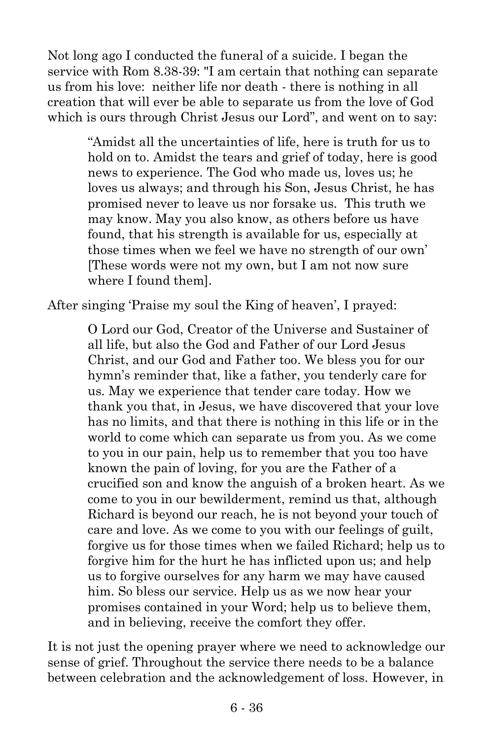Not long ago I conducted the funeral of a suicide. I began the service with Rom 8.38-39: "I am certain that nothing can separate us from his love:  neither life nor death - there is nothing in all creation that will ever be able to separate us from the love of God which is ours through Christ Jesus our Lord", and went on to say:

> "Amidst all the uncertainties of life, here is truth for us to hold on to. Amidst the tears and grief of today, here is good news to experience. The God who made us, loves us; he loves us always; and through his Son, Jesus Christ, he has promised never to leave us nor forsake us.  This truth we may know. May you also know, as others before us have found, that his strength is available for us, especially at those times when we feel we have no strength of our own' [These words were not my own, but I am not now sure where I found them].

After singing 'Praise my soul the King of heaven', I prayed:

> O Lord our God, Creator of the Universe and Sustainer of all life, but also the God and Father of our Lord Jesus Christ, and our God and Father too. We bless you for our hymn's reminder that, like a father, you tenderly care for us. May we experience that tender care today. How we thank you that, in Jesus, we have discovered that your love has no limits, and that there is nothing in this life or in the world to come which can separate us from you. As we come to you in our pain, help us to remember that you too have known the pain of loving, for you are the Father of a crucified son and know the anguish of a broken heart. As we come to you in our bewilderment, remind us that, although Richard is beyond our reach, he is not beyond your touch of care and love. As we come to you with our feelings of guilt, forgive us for those times when we failed Richard; help us to forgive him for the hurt he has inflicted upon us; and help us to forgive ourselves for any harm we may have caused him. So bless our service. Help us as we now hear your promises contained in your Word; help us to believe them, and in believing, receive the comfort they offer.

It is not just the opening prayer where we need to acknowledge our sense of grief. Throughout the service there needs to be a balance between celebration and the acknowledgement of loss. However, in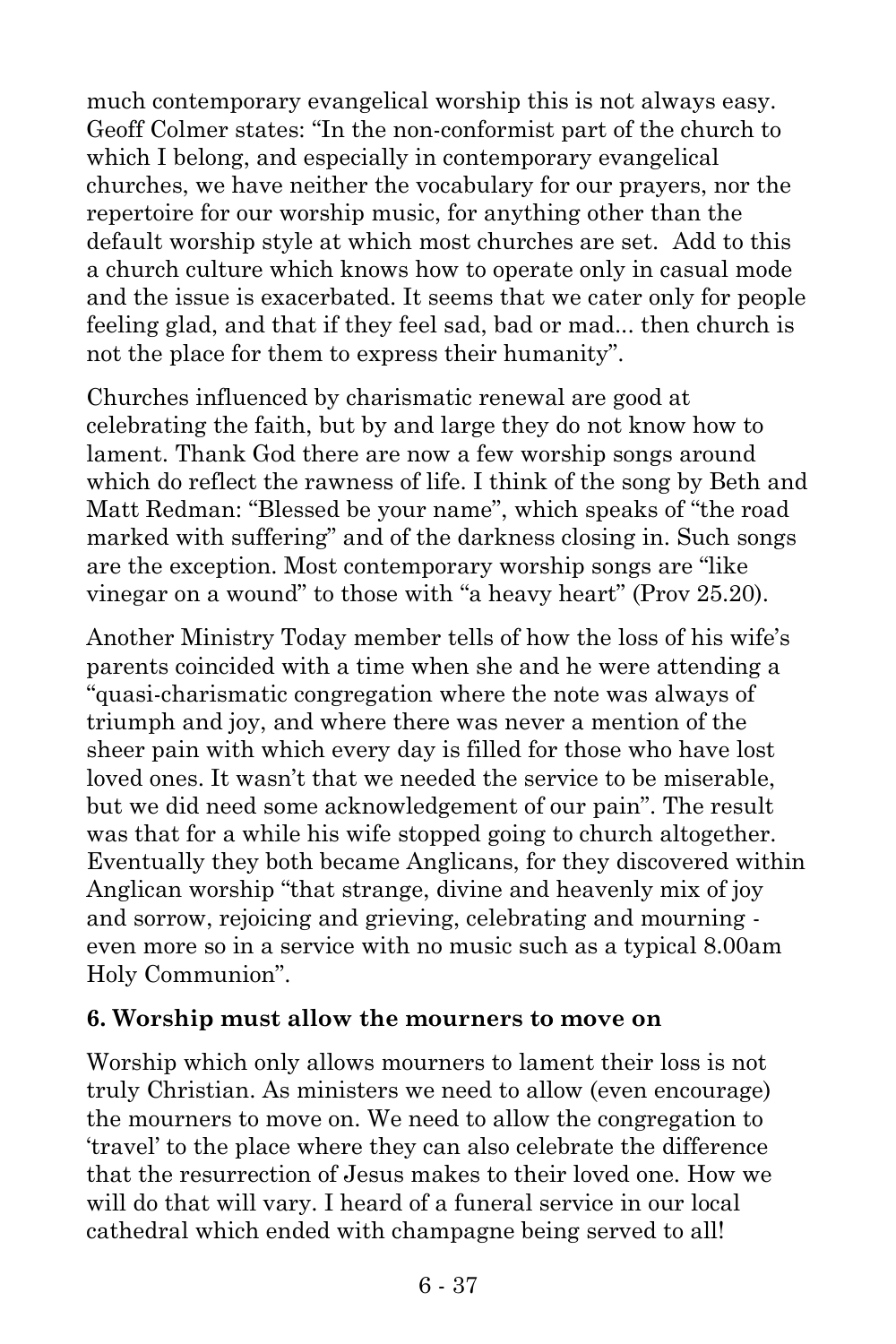much contemporary evangelical worship this is not always easy. Geoff Colmer states: "In the non-conformist part of the church to which I belong, and especially in contemporary evangelical churches, we have neither the vocabulary for our prayers, nor the repertoire for our worship music, for anything other than the default worship style at which most churches are set. Add to this a church culture which knows how to operate only in casual mode and the issue is exacerbated. It seems that we cater only for people feeling glad, and that if they feel sad, bad or mad... then church is not the place for them to express their humanity".

Churches influenced by charismatic renewal are good at celebrating the faith, but by and large they do not know how to lament. Thank God there are now a few worship songs around which do reflect the rawness of life. I think of the song by Beth and Matt Redman: "Blessed be your name", which speaks of "the road marked with suffering" and of the darkness closing in. Such songs are the exception. Most contemporary worship songs are "like vinegar on a wound" to those with "a heavy heart" (Prov 25.20).

Another Ministry Today member tells of how the loss of his wife's parents coincided with a time when she and he were attending a "quasi-charismatic congregation where the note was always of triumph and joy, and where there was never a mention of the sheer pain with which every day is filled for those who have lost loved ones. It wasn't that we needed the service to be miserable, but we did need some acknowledgement of our pain". The result was that for a while his wife stopped going to church altogether. Eventually they both became Anglicans, for they discovered within Anglican worship "that strange, divine and heavenly mix of joy and sorrow, rejoicing and grieving, celebrating and mourning - even more so in a service with no music such as a typical 8.00am Holy Communion".

### 6. Worship must allow the mourners to move on

Worship which only allows mourners to lament their loss is not truly Christian. As ministers we need to allow (even encourage) the mourners to move on. We need to allow the congregation to 'travel' to the place where they can also celebrate the difference that the resurrection of Jesus makes to their loved one. How we will do that will vary. I heard of a funeral service in our local cathedral which ended with champagne being served to all!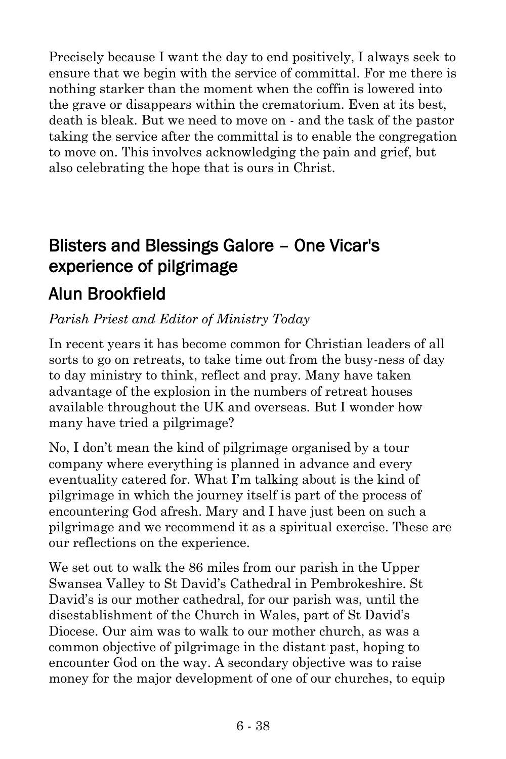Precisely because I want the day to end positively, I always seek to ensure that we begin with the service of committal. For me there is nothing starker than the moment when the coffin is lowered into the grave or disappears within the crematorium. Even at its best, death is bleak. But we need to move on - and the task of the pastor taking the service after the committal is to enable the congregation to move on. This involves acknowledging the pain and grief, but also celebrating the hope that is ours in Christ.

## Blisters and Blessings Galore – One Vicar's experience of pilgrimage

## Alun Brookfield

*Parish Priest and Editor of Ministry Today*

In recent years it has become common for Christian leaders of all sorts to go on retreats, to take time out from the busy-ness of day to day ministry to think, reflect and pray. Many have taken advantage of the explosion in the numbers of retreat houses available throughout the UK and overseas. But I wonder how many have tried a pilgrimage?

No, I don't mean the kind of pilgrimage organised by a tour company where everything is planned in advance and every eventuality catered for. What I'm talking about is the kind of pilgrimage in which the journey itself is part of the process of encountering God afresh. Mary and I have just been on such a pilgrimage and we recommend it as a spiritual exercise. These are our reflections on the experience.

We set out to walk the 86 miles from our parish in the Upper Swansea Valley to St David's Cathedral in Pembrokeshire. St David's is our mother cathedral, for our parish was, until the disestablishment of the Church in Wales, part of St David's Diocese. Our aim was to walk to our mother church, as was a common objective of pilgrimage in the distant past, hoping to encounter God on the way. A secondary objective was to raise money for the major development of one of our churches, to equip